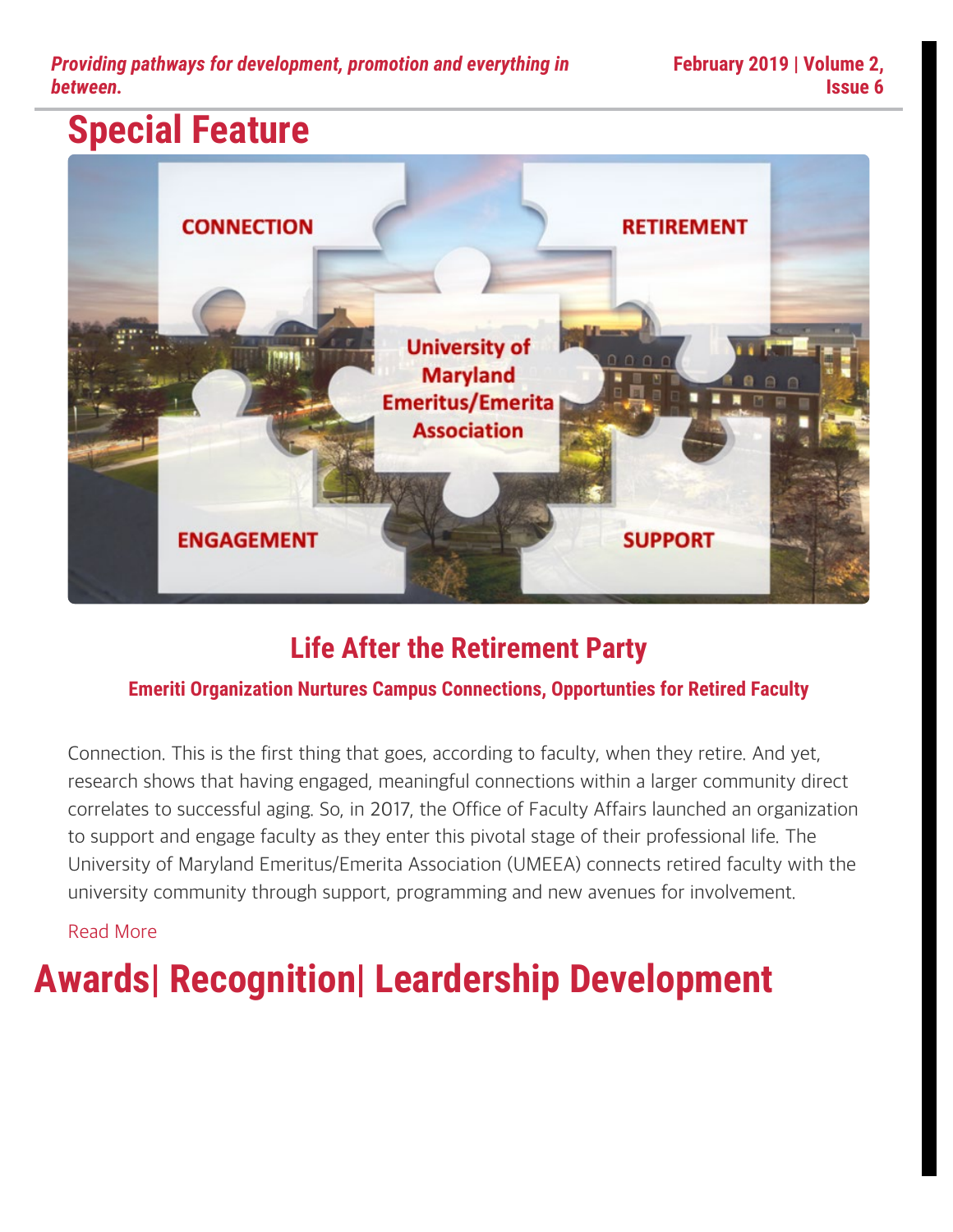*Providing pathways for development, promotion and everything in between.*

**February 2019 | Volume 2, Issue 6**

# Special Feature

## Life After the Retirement Party

### Emeriti Organization Nurtures Campus Connections, Opportunties for Retired Faculty

Connection. This is the first thing that goes, according to faculty, when they retire. And yet, research shows that having engaged, meaningful connections within a larger community direct correlates to successful aging. So, in 2017, the Office of Faculty Affairs launched an organization to support and engage faculty as they enter this pivotal stage of their professional life. The University of Maryland Emeritus/Emerita Association (UMEEA) connects retired faculty with the university community through support, programming and new avenues for involvement.

Read More

# Awards| Recognition| Leardership Development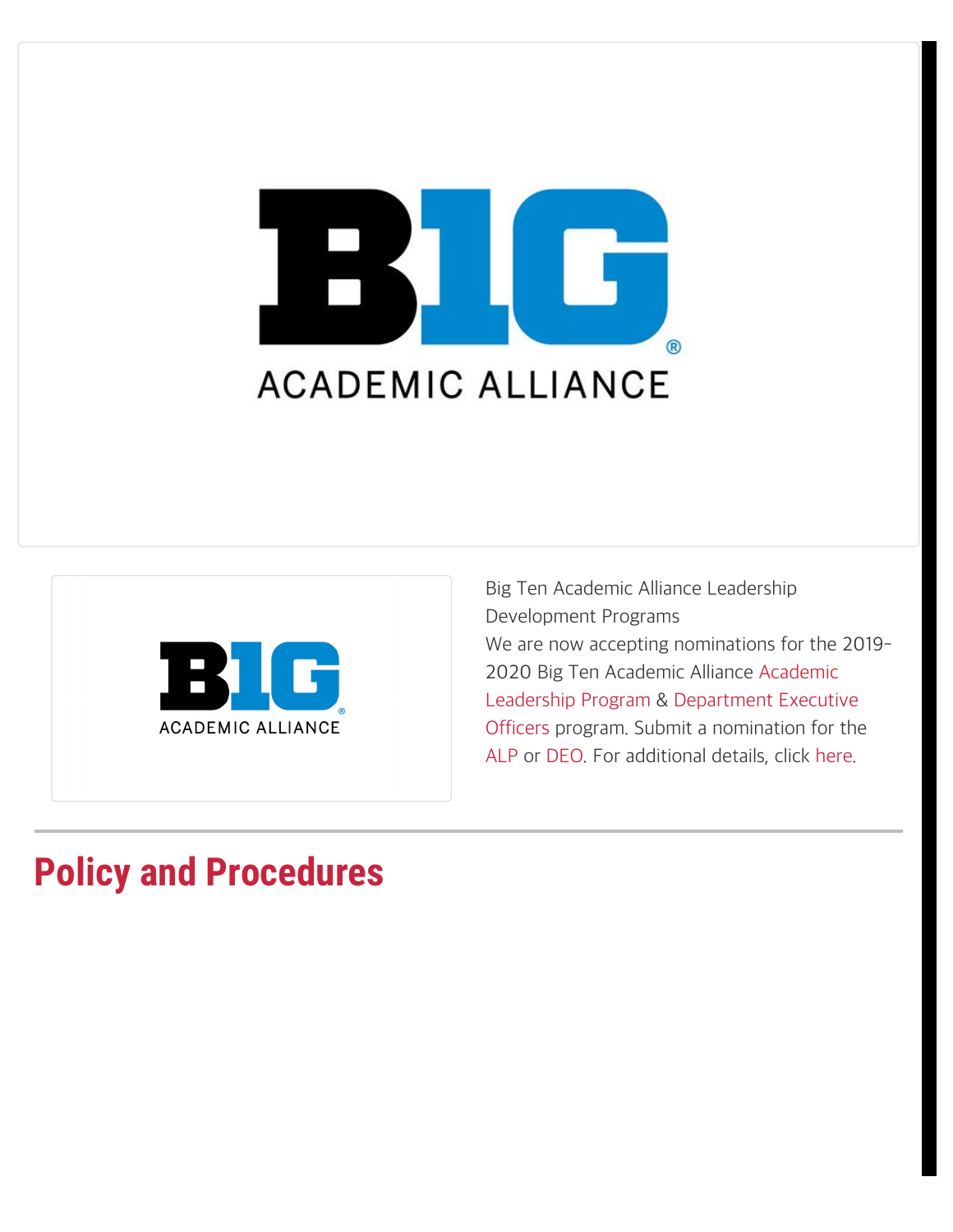Big Ten Academic Alliance Leadership Development Programs

We are now accepting nominations for the 2019-2020 Big Ten Academic Alliance Academic Leadership Program & Department Executive Officers program. Submit a nomination for the ALP or DEO. For additional details, click here.

## Policy and Procedures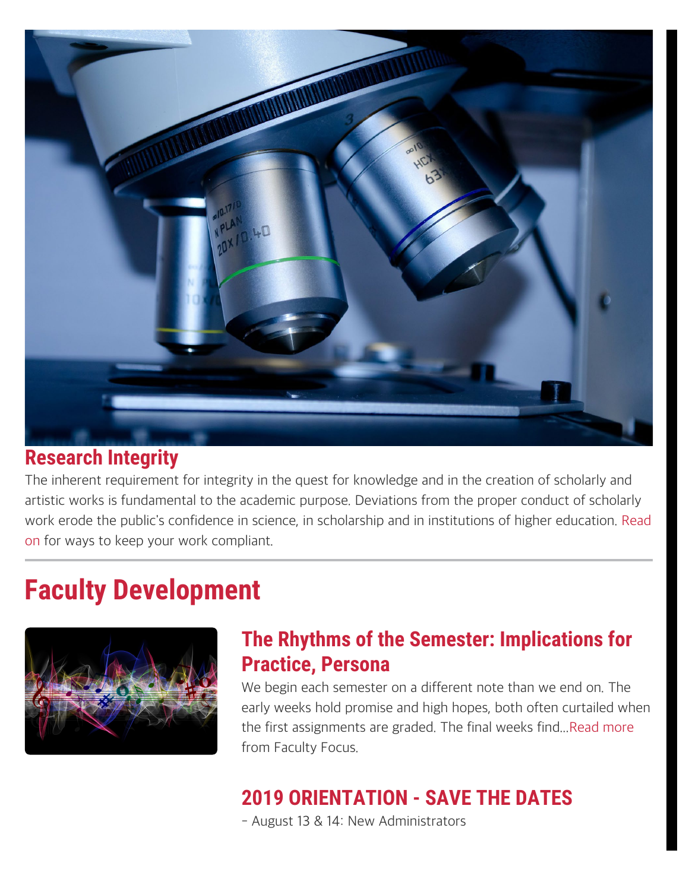## Research Integrity

The inherent requirement for integrity in the quest for knowledge and in the creation of scholarly and artistic works is fundamental to the academic purpose. Deviations from the proper conduct of scholarly work erode the public's confidence in science, in scholarship and in institutions of higher education. Read on for ways to keep your work compliant.

---

# Faculty Development

### The Rhythms of the Semester: Implications for Practice, Persona

We begin each semester on a different note than we end on. The early weeks hold promise and high hopes, both often curtailed when the first assignments are graded. The final weeks find...Read more from Faculty Focus.

### 2019 ORIENTATION - SAVE THE DATES

- August 13 & 14: New Administrators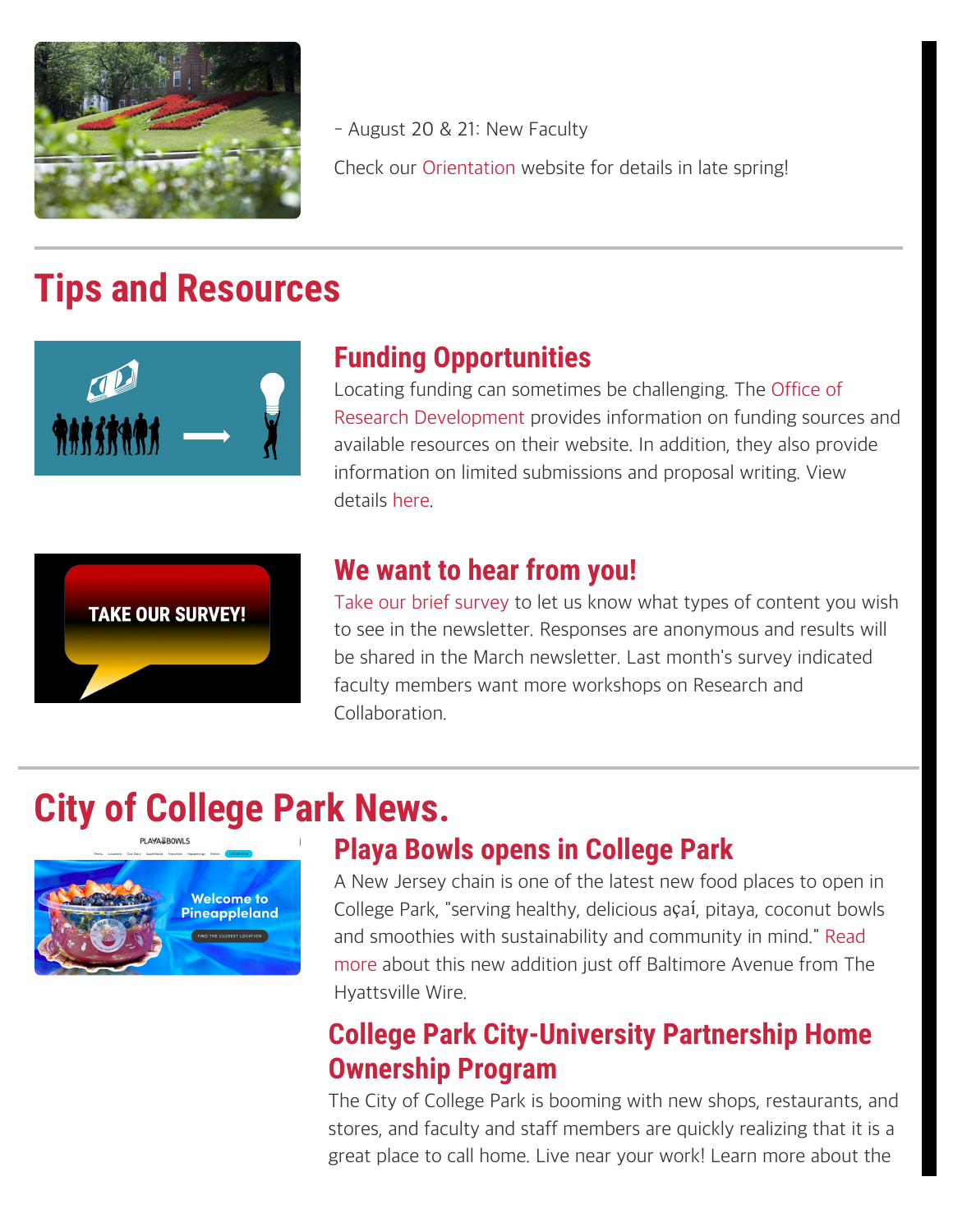- August 20 & 21: New Faculty

Check our Orientation website for details in late spring!

## Tips and Resources

### Funding Opportunities

Locating funding can sometimes be challenging. The Office of Research Development provides information on funding sources and available resources on their website. In addition, they also provide information on limited submissions and proposal writing. View details here.

### We want to hear from you!

Take our brief survey to let us know what types of content you wish to see in the newsletter. Responses are anonymous and results will be shared in the March newsletter. Last month's survey indicated faculty members want more workshops on Research and Collaboration.

## City of College Park News.

### Playa Bowls opens in College Park

A New Jersey chain is one of the latest new food places to open in College Park, "serving healthy, delicious açaí, pitaya, coconut bowls and smoothies with sustainability and community in mind." Read more about this new addition just off Baltimore Avenue from The Hyattsville Wire.

### College Park City-University Partnership Home Ownership Program

The City of College Park is booming with new shops, restaurants, and stores, and faculty and staff members are quickly realizing that it is a great place to call home. Live near your work! Learn more about the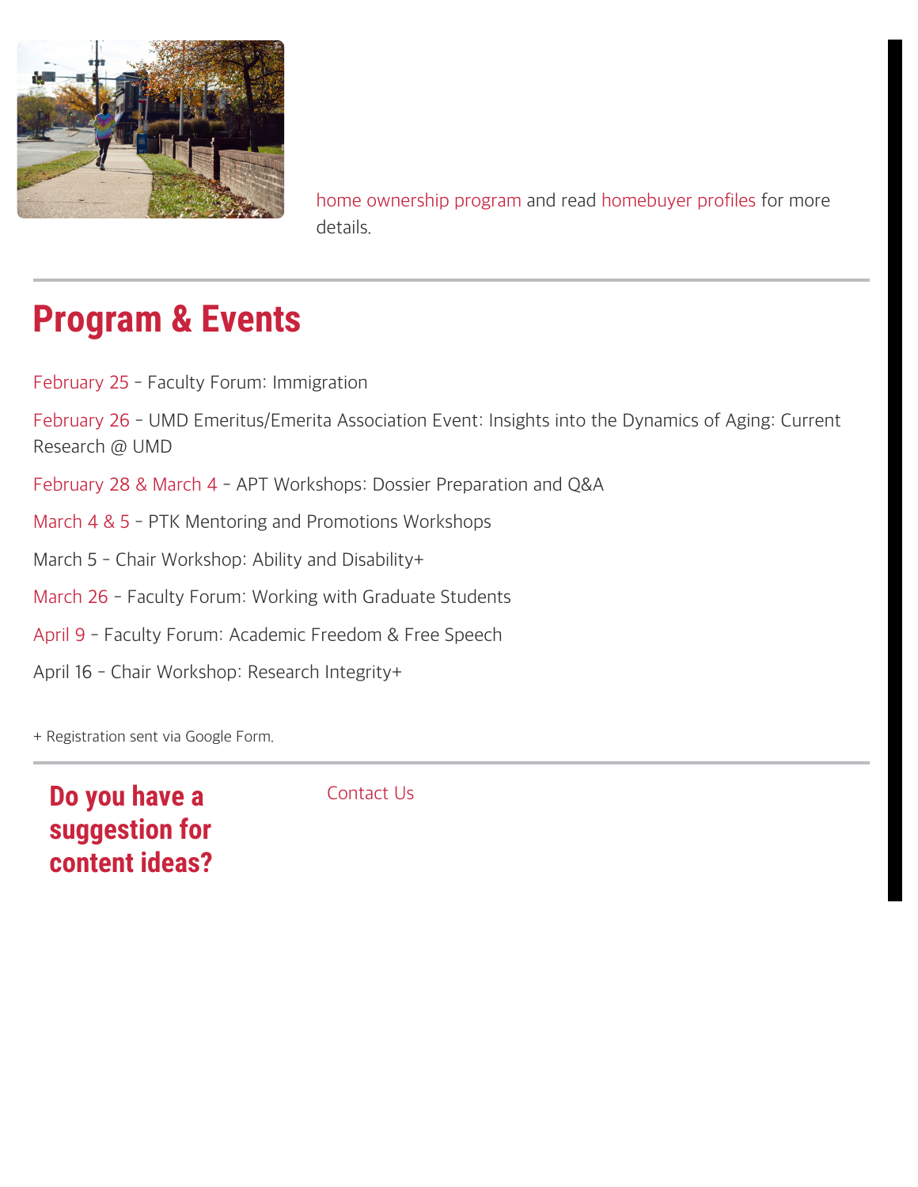home ownership program and read homebuyer profiles for more details.

## Program & Events

February 25 – Faculty Forum: Immigration

February 26 – UMD Emeritus/Emerita Association Event: Insights into the Dynamics of Aging: Current Research @ UMD

February 28 & March 4 – APT Workshops: Dossier Preparation and Q&A

March 4 & 5 – PTK Mentoring and Promotions Workshops

March 5 – Chair Workshop: Ability and Disability+

March 26 – Faculty Forum: Working with Graduate Students

April 9 – Faculty Forum: Academic Freedom & Free Speech

April 16 – Chair Workshop: Research Integrity+

+ Registration sent via Google Form.

## Do you have a suggestion for content ideas?

Contact Us